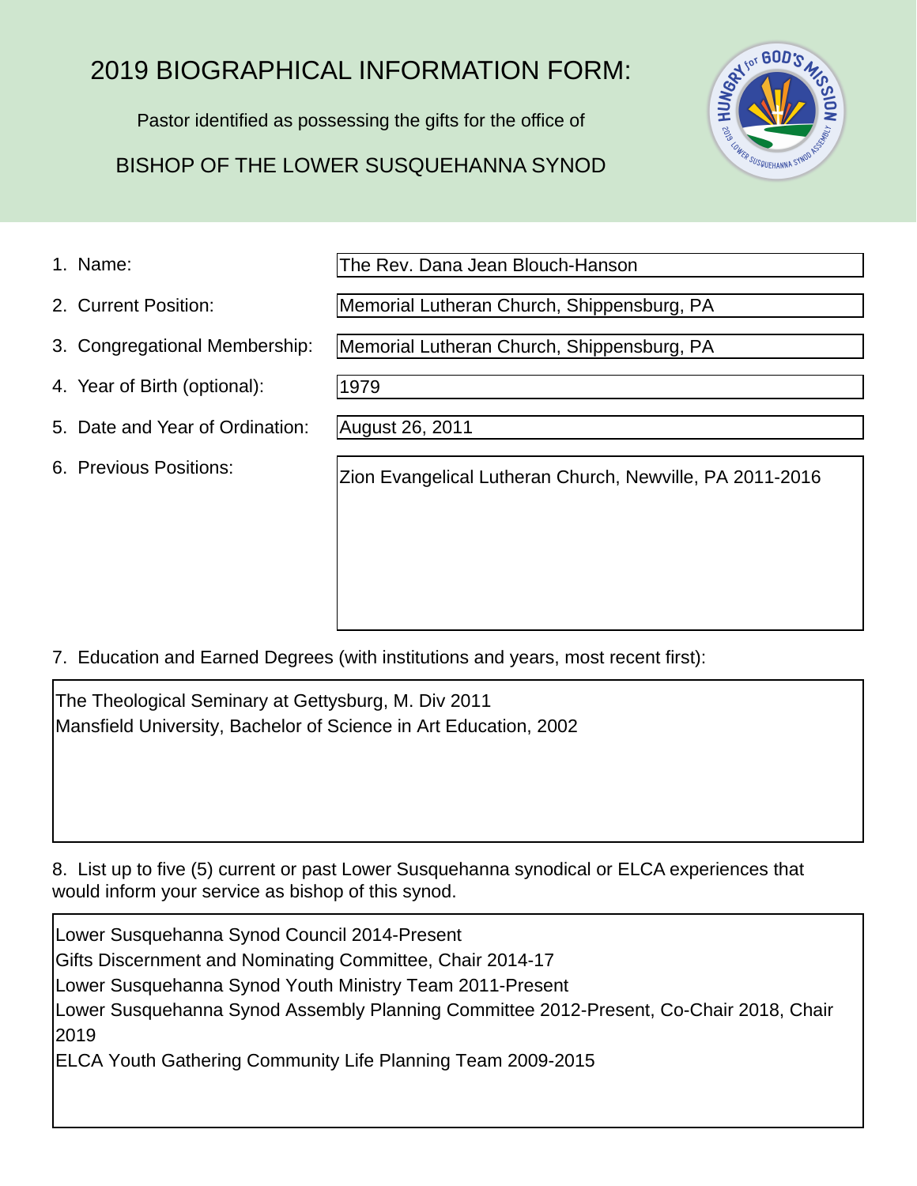# 2019 BIOGRAPHICAL INFORMATION FORM:

Pastor identified as possessing the gifts for the office of

BISHOP OF THE LOWER SUSQUEHANNA SYNOD

1. Name: The Rev. Dana Jean Blouch-Hanson

2. Current Position: Memorial Lutheran Church, Shippensburg, PA

3. Congregational Membership: Memorial Lutheran Church, Shippensburg, PA

4. Year of Birth (optional): 1979

5. Date and Year of Ordination: August 26, 2011

6. Previous Positions:

   Zion Evangelical Lutheran Church, Newville, PA 2011-2016

7. Education and Earned Degrees (with institutions and years, most recent first):

   The Theological Seminary at Gettysburg, M. Div 2011
   Mansfield University, Bachelor of Science in Art Education, 2002

8. List up to five (5) current or past Lower Susquehanna synodical or ELCA experiences that would inform your service as bishop of this synod.

   Lower Susquehanna Synod Council 2014-Present
   Gifts Discernment and Nominating Committee, Chair 2014-17
   Lower Susquehanna Synod Youth Ministry Team 2011-Present
   Lower Susquehanna Synod Assembly Planning Committee 2012-Present, Co-Chair 2018, Chair 2019
   ELCA Youth Gathering Community Life Planning Team 2009-2015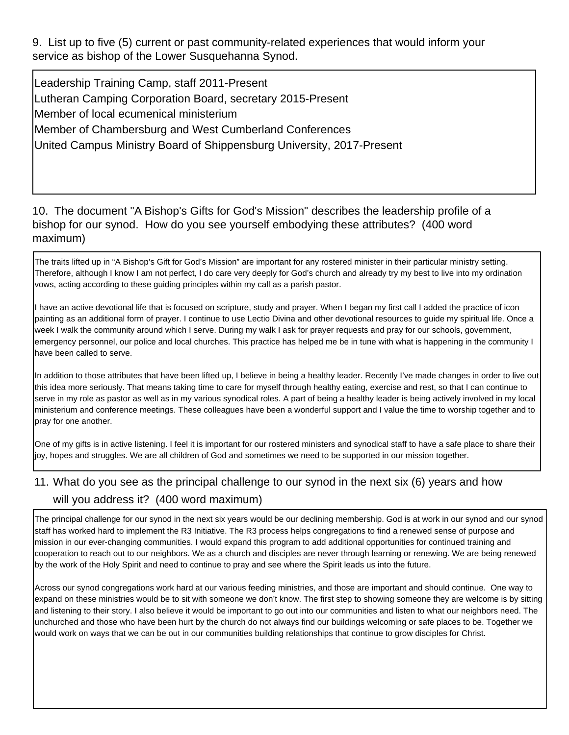9. List up to five (5) current or past community-related experiences that would inform your service as bishop of the Lower Susquehanna Synod.

Leadership Training Camp, staff 2011-Present
Lutheran Camping Corporation Board, secretary 2015-Present
Member of local ecumenical ministerium
Member of Chambersburg and West Cumberland Conferences
United Campus Ministry Board of Shippensburg University, 2017-Present

10. The document "A Bishop's Gifts for God's Mission" describes the leadership profile of a bishop for our synod. How do you see yourself embodying these attributes? (400 word maximum)

The traits lifted up in "A Bishop's Gift for God's Mission" are important for any rostered minister in their particular ministry setting. Therefore, although I know I am not perfect, I do care very deeply for God's church and already try my best to live into my ordination vows, acting according to these guiding principles within my call as a parish pastor.

I have an active devotional life that is focused on scripture, study and prayer. When I began my first call I added the practice of icon painting as an additional form of prayer. I continue to use Lectio Divina and other devotional resources to guide my spiritual life. Once a week I walk the community around which I serve. During my walk I ask for prayer requests and pray for our schools, government, emergency personnel, our police and local churches. This practice has helped me be in tune with what is happening in the community I have been called to serve.

In addition to those attributes that have been lifted up, I believe in being a healthy leader. Recently I've made changes in order to live out this idea more seriously. That means taking time to care for myself through healthy eating, exercise and rest, so that I can continue to serve in my role as pastor as well as in my various synodical roles. A part of being a healthy leader is being actively involved in my local ministerium and conference meetings. These colleagues have been a wonderful support and I value the time to worship together and to pray for one another.

One of my gifts is in active listening. I feel it is important for our rostered ministers and synodical staff to have a safe place to share their joy, hopes and struggles. We are all children of God and sometimes we need to be supported in our mission together.

11. What do you see as the principal challenge to our synod in the next six (6) years and how will you address it? (400 word maximum)

The principal challenge for our synod in the next six years would be our declining membership. God is at work in our synod and our synod staff has worked hard to implement the R3 Initiative. The R3 process helps congregations to find a renewed sense of purpose and mission in our ever-changing communities. I would expand this program to add additional opportunities for continued training and cooperation to reach out to our neighbors. We as a church and disciples are never through learning or renewing. We are being renewed by the work of the Holy Spirit and need to continue to pray and see where the Spirit leads us into the future.

Across our synod congregations work hard at our various feeding ministries, and those are important and should continue. One way to expand on these ministries would be to sit with someone we don't know. The first step to showing someone they are welcome is by sitting and listening to their story. I also believe it would be important to go out into our communities and listen to what our neighbors need. The unchurched and those who have been hurt by the church do not always find our buildings welcoming or safe places to be. Together we would work on ways that we can be out in our communities building relationships that continue to grow disciples for Christ.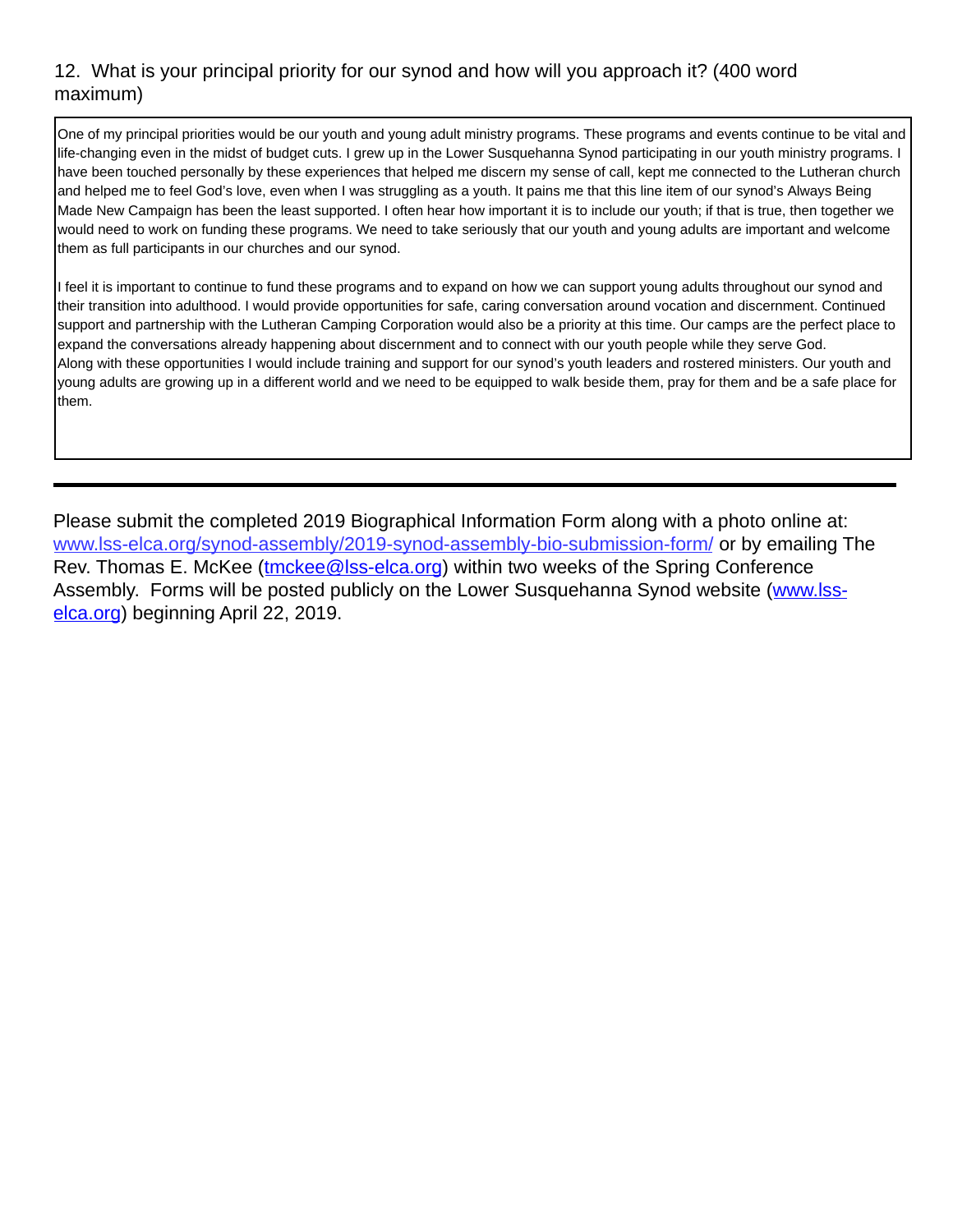12. What is your principal priority for our synod and how will you approach it? (400 word maximum)

One of my principal priorities would be our youth and young adult ministry programs. These programs and events continue to be vital and life-changing even in the midst of budget cuts. I grew up in the Lower Susquehanna Synod participating in our youth ministry programs. I have been touched personally by these experiences that helped me discern my sense of call, kept me connected to the Lutheran church and helped me to feel God's love, even when I was struggling as a youth. It pains me that this line item of our synod's Always Being Made New Campaign has been the least supported. I often hear how important it is to include our youth; if that is true, then together we would need to work on funding these programs. We need to take seriously that our youth and young adults are important and welcome them as full participants in our churches and our synod.

I feel it is important to continue to fund these programs and to expand on how we can support young adults throughout our synod and their transition into adulthood. I would provide opportunities for safe, caring conversation around vocation and discernment. Continued support and partnership with the Lutheran Camping Corporation would also be a priority at this time. Our camps are the perfect place to expand the conversations already happening about discernment and to connect with our youth people while they serve God.
Along with these opportunities I would include training and support for our synod's youth leaders and rostered ministers. Our youth and young adults are growing up in a different world and we need to be equipped to walk beside them, pray for them and be a safe place for them.

---

Please submit the completed 2019 Biographical Information Form along with a photo online at: [www.lss-elca.org/synod-assembly/2019-synod-assembly-bio-submission-form/](http://www.lss-elca.org/synod-assembly/2019-synod-assembly-bio-submission-form/) or by emailing The Rev. Thomas E. McKee ([tmckee@lss-elca.org](mailto:tmckee@lss-elca.org)) within two weeks of the Spring Conference Assembly. Forms will be posted publicly on the Lower Susquehanna Synod website ([www.lss-elca.org](http://www.lss-elca.org)) beginning April 22, 2019.